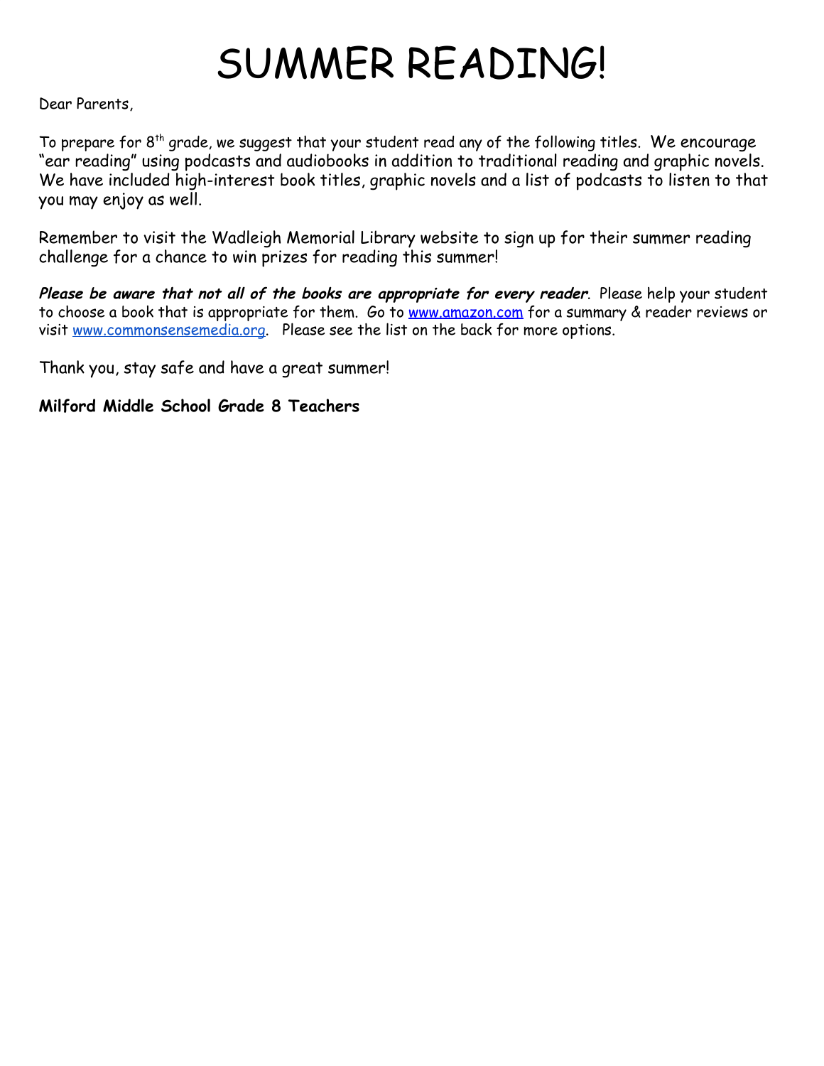# SUMMER READING!

Dear Parents,

To prepare for 8th grade, we suggest that your student read any of the following titles. We encourage "ear reading" using podcasts and audiobooks in addition to traditional reading and graphic novels. We have included high-interest book titles, graphic novels and a list of podcasts to listen to that you may enjoy as well.

Remember to visit the Wadleigh Memorial Library website to sign up for their summer reading challenge for a chance to win prizes for reading this summer!

***Please be aware that not all of the books are appropriate for every reader.*** Please help your student to choose a book that is appropriate for them. Go to [www.amazon.com](www.amazon.com) for a summary & reader reviews or visit [www.commonsensemedia.org](www.commonsensemedia.org). Please see the list on the back for more options.

Thank you, stay safe and have a great summer!

**Milford Middle School Grade 8 Teachers**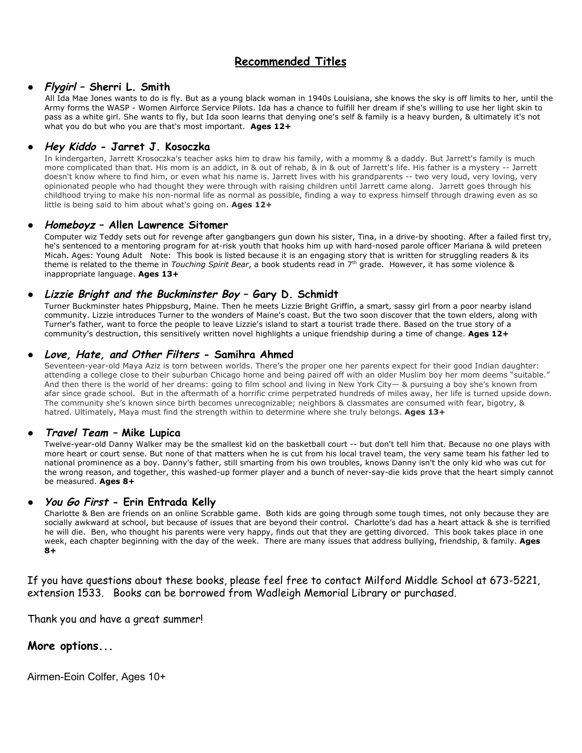## Recommended Titles

- ***Flygirl* – Sherri L. Smith**
  All Ida Mae Jones wants to do is fly. But as a young black woman in 1940s Louisiana, she knows the sky is off limits to her, until the Army forms the WASP - Women Airforce Service Pilots. Ida has a chance to fulfill her dream if she's willing to use her light skin to pass as a white girl. She wants to fly, but Ida soon learns that denying one's self & family is a heavy burden, & ultimately it's not what you do but who you are that's most important. **Ages 12+**

- ***Hey Kiddo* - Jarret J. Kosoczka**
  In kindergarten, Jarrett Krosoczka's teacher asks him to draw his family, with a mommy & a daddy. But Jarrett's family is much more complicated than that. His mom is an addict, in & out of rehab, & in & out of Jarrett's life. His father is a mystery -- Jarrett doesn't know where to find him, or even what his name is. Jarrett lives with his grandparents -- two very loud, very loving, very opinionated people who had thought they were through with raising children until Jarrett came along. Jarrett goes through his childhood trying to make his non-normal life as normal as possible, finding a way to express himself through drawing even as so little is being said to him about what's going on. **Ages 12+**

- ***Homeboyz* – Allen Lawrence Sitomer**
  Computer wiz Teddy sets out for revenge after gangbangers gun down his sister, Tina, in a drive-by shooting. After a failed first try, he's sentenced to a mentoring program for at-risk youth that hooks him up with hard-nosed parole officer Mariana & wild preteen Micah. Ages: Young Adult Note: This book is listed because it is an engaging story that is written for struggling readers & its theme is related to the theme in *Touching Spirit Bear*, a book students read in 7th grade. However, it has some violence & inappropriate language. **Ages 13+**

- ***Lizzie Bright and the Buckminster Boy* – Gary D. Schmidt**
  Turner Buckminster hates Phippsburg, Maine. Then he meets Lizzie Bright Griffin, a smart, sassy girl from a poor nearby island community. Lizzie introduces Turner to the wonders of Maine's coast. But the two soon discover that the town elders, along with Turner's father, want to force the people to leave Lizzie's island to start a tourist trade there. Based on the true story of a community's destruction, this sensitively written novel highlights a unique friendship during a time of change. **Ages 12+**

- ***Love, Hate, and Other Filters* - Samihra Ahmed**
  Seventeen-year-old Maya Aziz is torn between worlds. There's the proper one her parents expect for their good Indian daughter: attending a college close to their suburban Chicago home and being paired off with an older Muslim boy her mom deems "suitable." And then there is the world of her dreams: going to film school and living in New York City— & pursuing a boy she's known from afar since grade school. But in the aftermath of a horrific crime perpetrated hundreds of miles away, her life is turned upside down. The community she's known since birth becomes unrecognizable; neighbors & classmates are consumed with fear, bigotry, & hatred. Ultimately, Maya must find the strength within to determine where she truly belongs. **Ages 13+**

- ***Travel Team* – Mike Lupica**
  Twelve-year-old Danny Walker may be the smallest kid on the basketball court -- but don't tell him that. Because no one plays with more heart or court sense. But none of that matters when he is cut from his local travel team, the very same team his father led to national prominence as a boy. Danny's father, still smarting from his own troubles, knows Danny isn't the only kid who was cut for the wrong reason, and together, this washed-up former player and a bunch of never-say-die kids prove that the heart simply cannot be measured. **Ages 8+**

- ***You Go First* - Erin Entrada Kelly**
  Charlotte & Ben are friends on an online Scrabble game. Both kids are going through some tough times, not only because they are socially awkward at school, but because of issues that are beyond their control. Charlotte's dad has a heart attack & she is terrified he will die. Ben, who thought his parents were very happy, finds out that they are getting divorced. This book takes place in one week, each chapter beginning with the day of the week. There are many issues that address bullying, friendship, & family. **Ages 8+**

If you have questions about these books, please feel free to contact Milford Middle School at 673-5221, extension 1533. Books can be borrowed from Wadleigh Memorial Library or purchased.

Thank you and have a great summer!

**More options...**

Airmen-Eoin Colfer, Ages 10+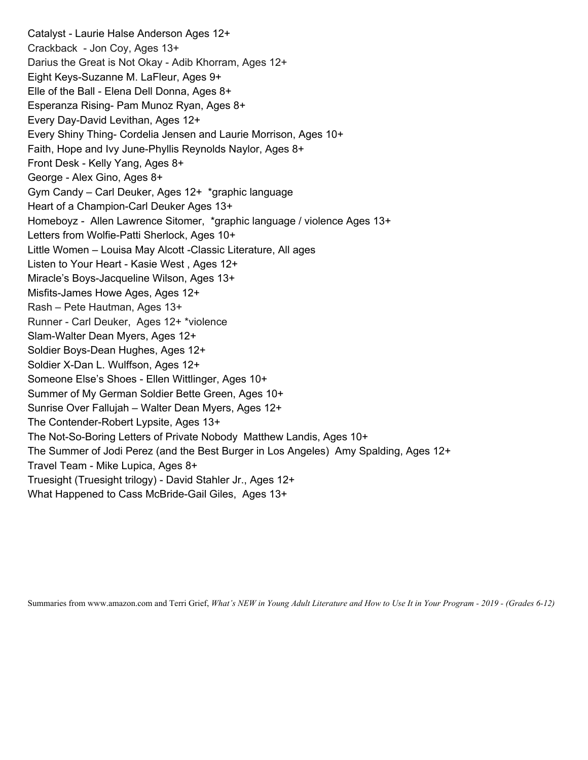Catalyst - Laurie Halse Anderson Ages 12+
Crackback - Jon Coy, Ages 13+
Darius the Great is Not Okay - Adib Khorram, Ages 12+
Eight Keys-Suzanne M. LaFleur, Ages 9+
Elle of the Ball - Elena Dell Donna, Ages 8+
Esperanza Rising- Pam Munoz Ryan, Ages 8+
Every Day-David Levithan, Ages 12+
Every Shiny Thing- Cordelia Jensen and Laurie Morrison, Ages 10+
Faith, Hope and Ivy June-Phyllis Reynolds Naylor, Ages 8+
Front Desk - Kelly Yang, Ages 8+
George - Alex Gino, Ages 8+
Gym Candy – Carl Deuker, Ages 12+ *graphic language
Heart of a Champion-Carl Deuker Ages 13+
Homeboyz - Allen Lawrence Sitomer, *graphic language / violence Ages 13+
Letters from Wolfie-Patti Sherlock, Ages 10+
Little Women – Louisa May Alcott -Classic Literature, All ages
Listen to Your Heart - Kasie West , Ages 12+
Miracle's Boys-Jacqueline Wilson, Ages 13+
Misfits-James Howe Ages, Ages 12+
Rash – Pete Hautman, Ages 13+
Runner - Carl Deuker, Ages 12+ *violence
Slam-Walter Dean Myers, Ages 12+
Soldier Boys-Dean Hughes, Ages 12+
Soldier X-Dan L. Wulffson, Ages 12+
Someone Else's Shoes - Ellen Wittlinger, Ages 10+
Summer of My German Soldier Bette Green, Ages 10+
Sunrise Over Fallujah – Walter Dean Myers, Ages 12+
The Contender-Robert Lypsite, Ages 13+
The Not-So-Boring Letters of Private Nobody Matthew Landis, Ages 10+
The Summer of Jodi Perez (and the Best Burger in Los Angeles) Amy Spalding, Ages 12+
Travel Team - Mike Lupica, Ages 8+
Truesight (Truesight trilogy) - David Stahler Jr., Ages 12+
What Happened to Cass McBride-Gail Giles, Ages 13+

Summaries from www.amazon.com and Terri Grief, *What's NEW in Young Adult Literature and How to Use It in Your Program - 2019 - (Grades 6-12)*